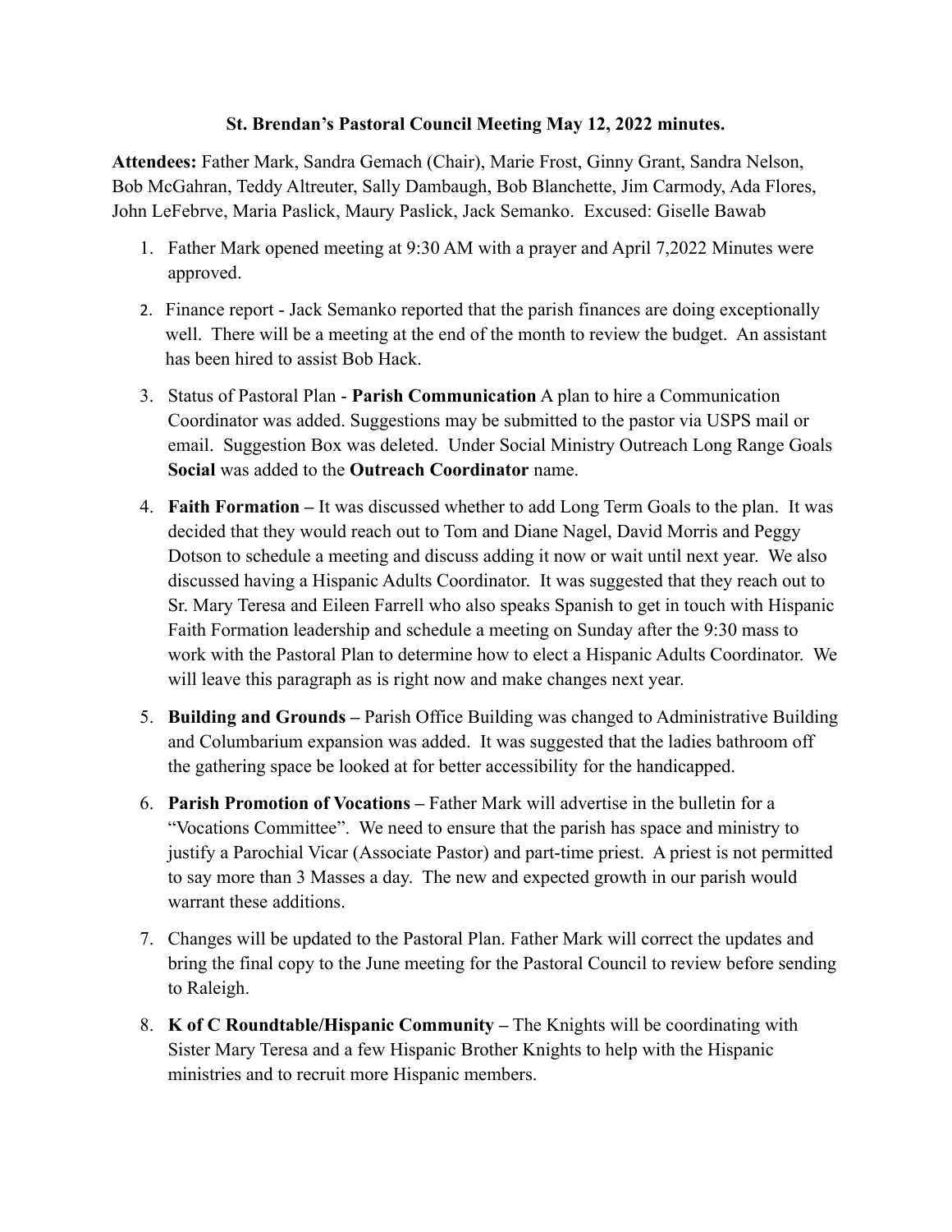**St. Brendan's Pastoral Council Meeting May 12, 2022 minutes.**

**Attendees:** Father Mark, Sandra Gemach (Chair), Marie Frost, Ginny Grant, Sandra Nelson, Bob McGahran, Teddy Altreuter, Sally Dambaugh, Bob Blanchette, Jim Carmody, Ada Flores, John LeFebrve, Maria Paslick, Maury Paslick, Jack Semanko. Excused: Giselle Bawab

1. Father Mark opened meeting at 9:30 AM with a prayer and April 7,2022 Minutes were approved.

2. Finance report - Jack Semanko reported that the parish finances are doing exceptionally well. There will be a meeting at the end of the month to review the budget. An assistant has been hired to assist Bob Hack.

3. Status of Pastoral Plan - **Parish Communication** A plan to hire a Communication Coordinator was added. Suggestions may be submitted to the pastor via USPS mail or email. Suggestion Box was deleted. Under Social Ministry Outreach Long Range Goals **Social** was added to the **Outreach Coordinator** name.

4. **Faith Formation –** It was discussed whether to add Long Term Goals to the plan. It was decided that they would reach out to Tom and Diane Nagel, David Morris and Peggy Dotson to schedule a meeting and discuss adding it now or wait until next year. We also discussed having a Hispanic Adults Coordinator. It was suggested that they reach out to Sr. Mary Teresa and Eileen Farrell who also speaks Spanish to get in touch with Hispanic Faith Formation leadership and schedule a meeting on Sunday after the 9:30 mass to work with the Pastoral Plan to determine how to elect a Hispanic Adults Coordinator. We will leave this paragraph as is right now and make changes next year.

5. **Building and Grounds –** Parish Office Building was changed to Administrative Building and Columbarium expansion was added. It was suggested that the ladies bathroom off the gathering space be looked at for better accessibility for the handicapped.

6. **Parish Promotion of Vocations –** Father Mark will advertise in the bulletin for a "Vocations Committee". We need to ensure that the parish has space and ministry to justify a Parochial Vicar (Associate Pastor) and part-time priest. A priest is not permitted to say more than 3 Masses a day. The new and expected growth in our parish would warrant these additions.

7. Changes will be updated to the Pastoral Plan. Father Mark will correct the updates and bring the final copy to the June meeting for the Pastoral Council to review before sending to Raleigh.

8. **K of C Roundtable/Hispanic Community –** The Knights will be coordinating with Sister Mary Teresa and a few Hispanic Brother Knights to help with the Hispanic ministries and to recruit more Hispanic members.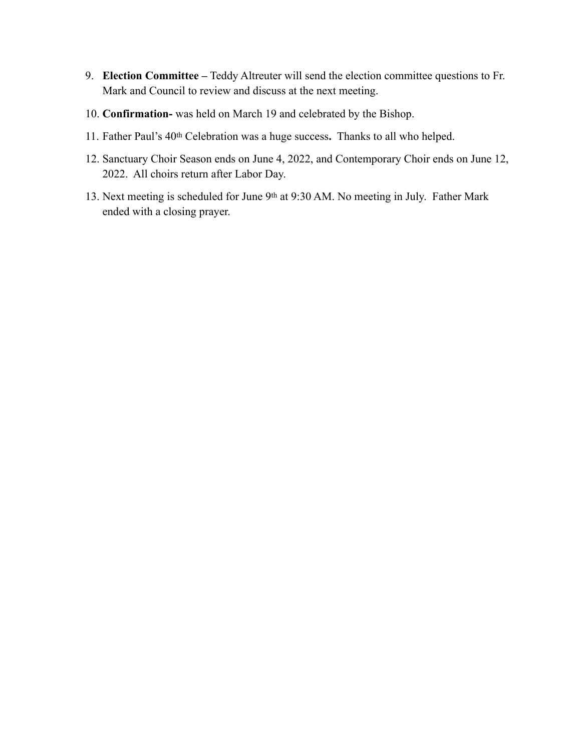9. **Election Committee –** Teddy Altreuter will send the election committee questions to Fr. Mark and Council to review and discuss at the next meeting.
10. **Confirmation-** was held on March 19 and celebrated by the Bishop.
11. Father Paul's 40th Celebration was a huge success**.** Thanks to all who helped.
12. Sanctuary Choir Season ends on June 4, 2022, and Contemporary Choir ends on June 12, 2022. All choirs return after Labor Day.
13. Next meeting is scheduled for June 9th at 9:30 AM. No meeting in July. Father Mark ended with a closing prayer.